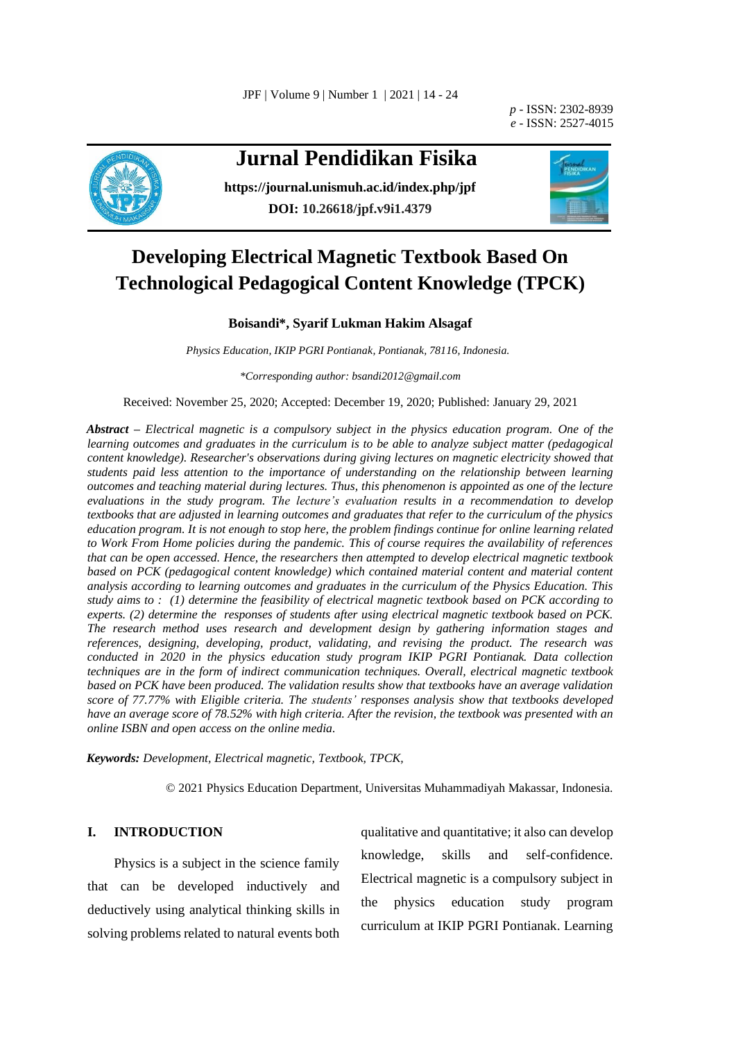p - ISSN: 2302-8939
e - ISSN: 2527-4015

# Jurnal Pendidikan Fisika

**https://journal.unismuh.ac.id/index.php/jpf**

**DOI: 10.26618/jpf.v9i1.4379**

# Developing Electrical Magnetic Textbook Based On Technological Pedagogical Content Knowledge (TPCK)

**Boisandi*, Syarif Lukman Hakim Alsagaf**

*Physics Education, IKIP PGRI Pontianak, Pontianak, 78116, Indonesia.*

*\*Corresponding author: bsandi2012@gmail.com*

Received: November 25, 2020; Accepted: December 19, 2020; Published: January 29, 2021

***Abstract** – Electrical magnetic is a compulsory subject in the physics education program. One of the learning outcomes and graduates in the curriculum is to be able to analyze subject matter (pedagogical content knowledge). Researcher's observations during giving lectures on magnetic electricity showed that students paid less attention to the importance of understanding on the relationship between learning outcomes and teaching material during lectures. Thus, this phenomenon is appointed as one of the lecture evaluations in the study program. The lecture's evaluation results in a recommendation to develop textbooks that are adjusted in learning outcomes and graduates that refer to the curriculum of the physics education program. It is not enough to stop here, the problem findings continue for online learning related to Work From Home policies during the pandemic. This of course requires the availability of references that can be open accessed. Hence, the researchers then attempted to develop electrical magnetic textbook based on PCK (pedagogical content knowledge) which contained material content and material content analysis according to learning outcomes and graduates in the curriculum of the Physics Education. This study aims to : (1) determine the feasibility of electrical magnetic textbook based on PCK according to experts. (2) determine the responses of students after using electrical magnetic textbook based on PCK. The research method uses research and development design by gathering information stages and references, designing, developing, product, validating, and revising the product. The research was conducted in 2020 in the physics education study program IKIP PGRI Pontianak. Data collection techniques are in the form of indirect communication techniques. Overall, electrical magnetic textbook based on PCK have been produced. The validation results show that textbooks have an average validation score of 77.77% with Eligible criteria. The students' responses analysis show that textbooks developed have an average score of 78.52% with high criteria. After the revision, the textbook was presented with an online ISBN and open access on the online media.*

***Keywords:** Development, Electrical magnetic, Textbook, TPCK,*

© 2021 Physics Education Department, Universitas Muhammadiyah Makassar, Indonesia.

## I. INTRODUCTION

Physics is a subject in the science family that can be developed inductively and deductively using analytical thinking skills in solving problems related to natural events both qualitative and quantitative; it also can develop knowledge, skills and self-confidence. Electrical magnetic is a compulsory subject in the physics education study program curriculum at IKIP PGRI Pontianak. Learning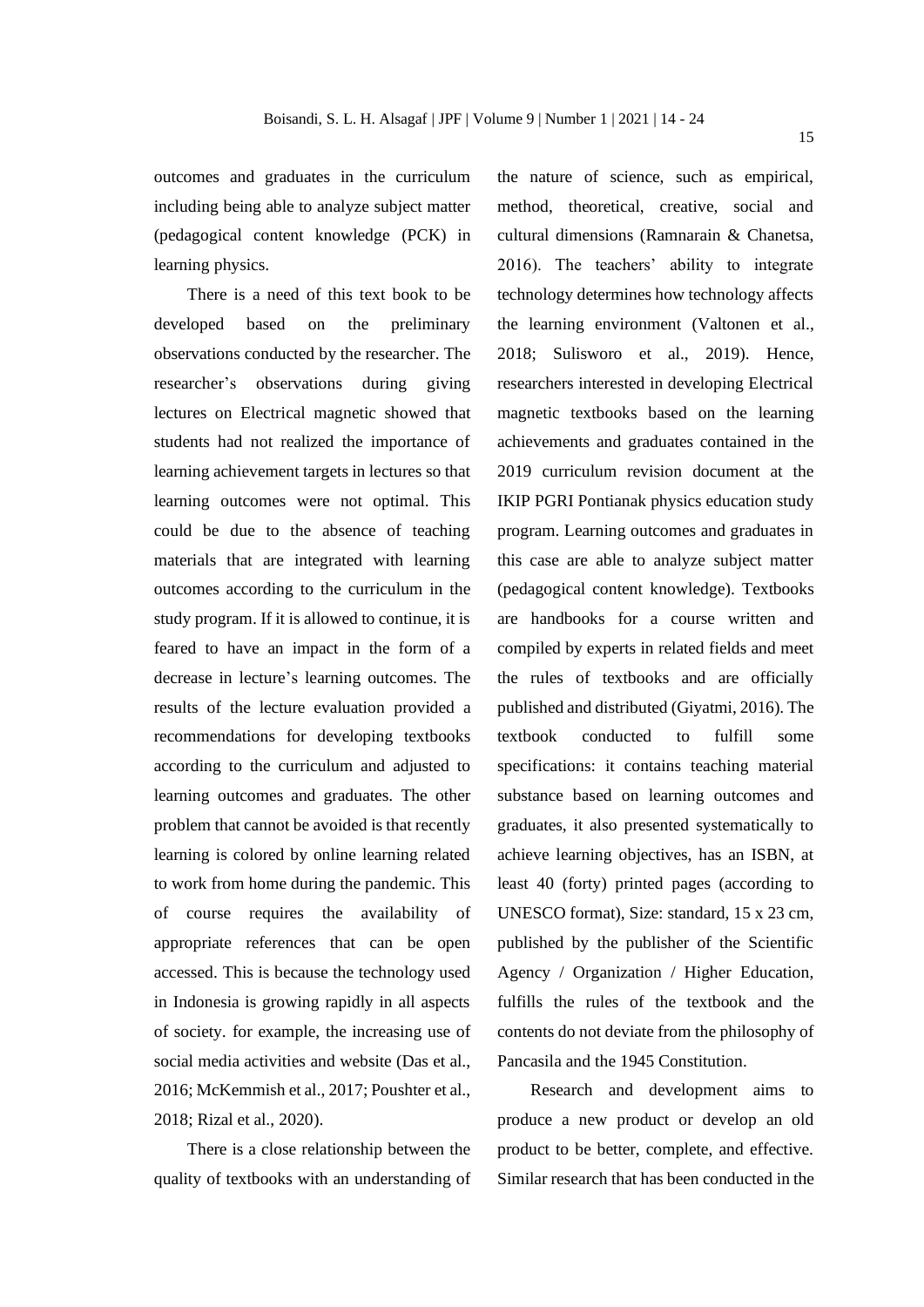outcomes and graduates in the curriculum including being able to analyze subject matter (pedagogical content knowledge (PCK) in learning physics.

There is a need of this text book to be developed based on the preliminary observations conducted by the researcher. The researcher's observations during giving lectures on Electrical magnetic showed that students had not realized the importance of learning achievement targets in lectures so that learning outcomes were not optimal. This could be due to the absence of teaching materials that are integrated with learning outcomes according to the curriculum in the study program. If it is allowed to continue, it is feared to have an impact in the form of a decrease in lecture's learning outcomes. The results of the lecture evaluation provided a recommendations for developing textbooks according to the curriculum and adjusted to learning outcomes and graduates. The other problem that cannot be avoided is that recently learning is colored by online learning related to work from home during the pandemic. This of course requires the availability of appropriate references that can be open accessed. This is because the technology used in Indonesia is growing rapidly in all aspects of society. for example, the increasing use of social media activities and website (Das et al., 2016; McKemmish et al., 2017; Poushter et al., 2018; Rizal et al., 2020).

There is a close relationship between the quality of textbooks with an understanding of the nature of science, such as empirical, method, theoretical, creative, social and cultural dimensions (Ramnarain & Chanetsa, 2016). The teachers' ability to integrate technology determines how technology affects the learning environment (Valtonen et al., 2018; Sulisworo et al., 2019). Hence, researchers interested in developing Electrical magnetic textbooks based on the learning achievements and graduates contained in the 2019 curriculum revision document at the IKIP PGRI Pontianak physics education study program. Learning outcomes and graduates in this case are able to analyze subject matter (pedagogical content knowledge). Textbooks are handbooks for a course written and compiled by experts in related fields and meet the rules of textbooks and are officially published and distributed (Giyatmi, 2016). The textbook conducted to fulfill some specifications: it contains teaching material substance based on learning outcomes and graduates, it also presented systematically to achieve learning objectives, has an ISBN, at least 40 (forty) printed pages (according to UNESCO format), Size: standard, 15 x 23 cm, published by the publisher of the Scientific Agency / Organization / Higher Education, fulfills the rules of the textbook and the contents do not deviate from the philosophy of Pancasila and the 1945 Constitution.

Research and development aims to produce a new product or develop an old product to be better, complete, and effective. Similar research that has been conducted in the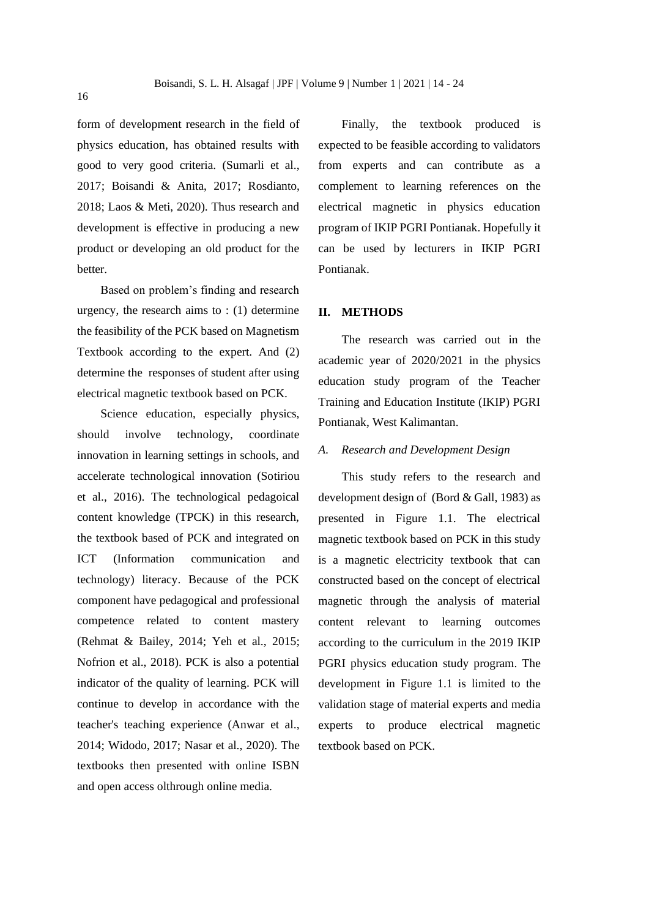form of development research in the field of physics education, has obtained results with good to very good criteria. (Sumarli et al., 2017; Boisandi & Anita, 2017; Rosdianto, 2018; Laos & Meti, 2020). Thus research and development is effective in producing a new product or developing an old product for the better.

Based on problem's finding and research urgency, the research aims to : (1) determine the feasibility of the PCK based on Magnetism Textbook according to the expert. And (2) determine the responses of student after using electrical magnetic textbook based on PCK.

Science education, especially physics, should involve technology, coordinate innovation in learning settings in schools, and accelerate technological innovation (Sotiriou et al., 2016). The technological pedagoical content knowledge (TPCK) in this research, the textbook based of PCK and integrated on ICT (Information communication and technology) literacy. Because of the PCK component have pedagogical and professional competence related to content mastery (Rehmat & Bailey, 2014; Yeh et al., 2015; Nofrion et al., 2018). PCK is also a potential indicator of the quality of learning. PCK will continue to develop in accordance with the teacher's teaching experience (Anwar et al., 2014; Widodo, 2017; Nasar et al., 2020). The textbooks then presented with online ISBN and open access olthrough online media.

Finally, the textbook produced is expected to be feasible according to validators from experts and can contribute as a complement to learning references on the electrical magnetic in physics education program of IKIP PGRI Pontianak. Hopefully it can be used by lecturers in IKIP PGRI Pontianak.

## II. METHODS

The research was carried out in the academic year of 2020/2021 in the physics education study program of the Teacher Training and Education Institute (IKIP) PGRI Pontianak, West Kalimantan.

### *A. Research and Development Design*

This study refers to the research and development design of (Bord & Gall, 1983) as presented in Figure 1.1. The electrical magnetic textbook based on PCK in this study is a magnetic electricity textbook that can constructed based on the concept of electrical magnetic through the analysis of material content relevant to learning outcomes according to the curriculum in the 2019 IKIP PGRI physics education study program. The development in Figure 1.1 is limited to the validation stage of material experts and media experts to produce electrical magnetic textbook based on PCK.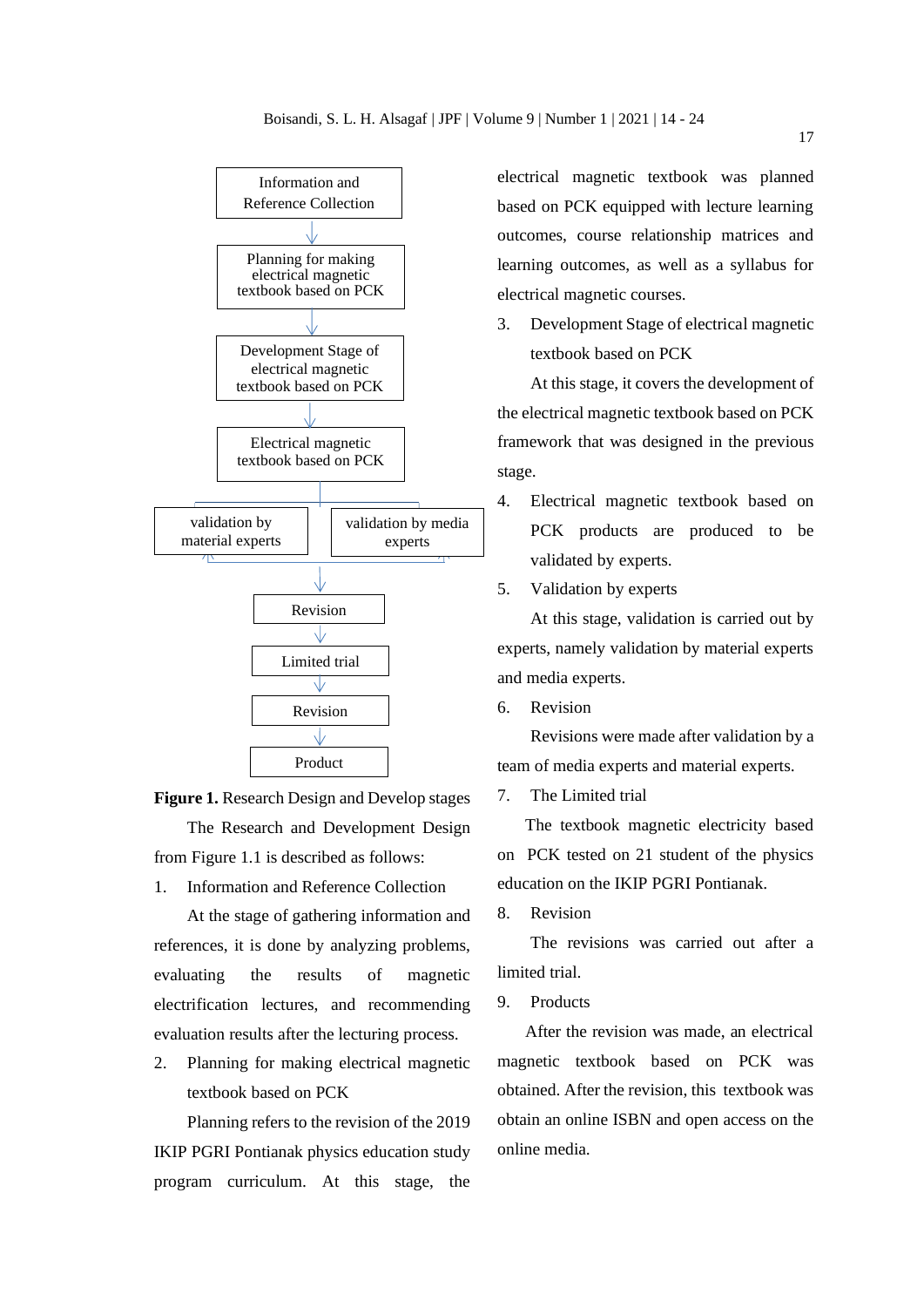Information and Reference Collection

↓

Planning for making electrical magnetic textbook based on PCK

↓

Development Stage of electrical magnetic textbook based on PCK

↓

Electrical magnetic textbook based on PCK

↓

validation by material experts | validation by media experts

↓

Revision

↓

Limited trial

↓

Revision

↓

Product

**Figure 1.** Research Design and Develop stages

The Research and Development Design from Figure 1.1 is described as follows:

1. Information and Reference Collection

At the stage of gathering information and references, it is done by analyzing problems, evaluating the results of magnetic electrification lectures, and recommending evaluation results after the lecturing process.

2. Planning for making electrical magnetic textbook based on PCK

Planning refers to the revision of the 2019 IKIP PGRI Pontianak physics education study program curriculum. At this stage, the electrical magnetic textbook was planned based on PCK equipped with lecture learning outcomes, course relationship matrices and learning outcomes, as well as a syllabus for electrical magnetic courses.

3. Development Stage of electrical magnetic textbook based on PCK

At this stage, it covers the development of the electrical magnetic textbook based on PCK framework that was designed in the previous stage.

4. Electrical magnetic textbook based on PCK products are produced to be validated by experts.

5. Validation by experts

At this stage, validation is carried out by experts, namely validation by material experts and media experts.

6. Revision

Revisions were made after validation by a team of media experts and material experts.

7. The Limited trial

The textbook magnetic electricity based on PCK tested on 21 student of the physics education on the IKIP PGRI Pontianak.

8. Revision

The revisions was carried out after a limited trial.

9. Products

After the revision was made, an electrical magnetic textbook based on PCK was obtained. After the revision, this textbook was obtain an online ISBN and open access on the online media.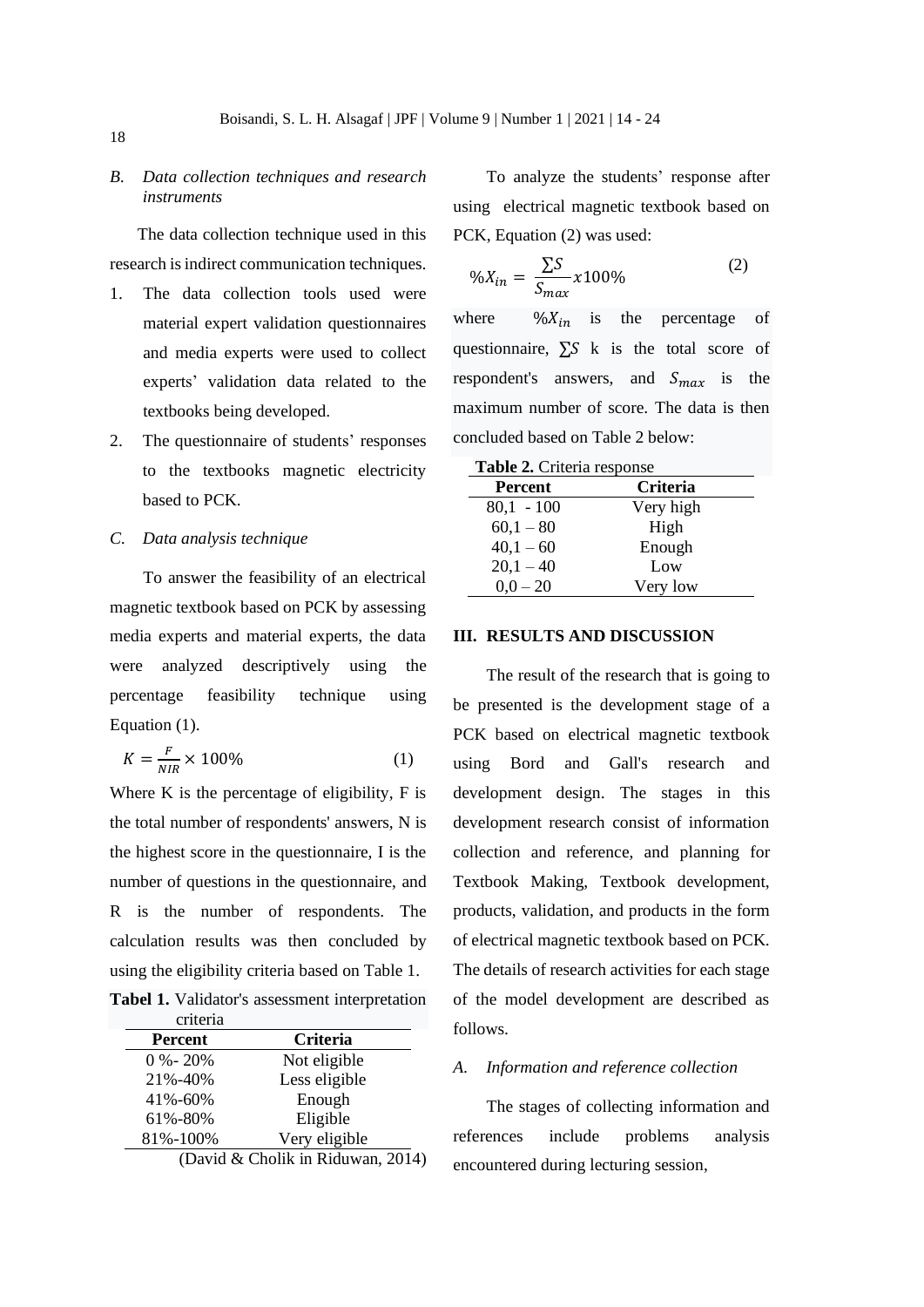### *B. Data collection techniques and research instruments*

The data collection technique used in this research is indirect communication techniques.

1. The data collection tools used were material expert validation questionnaires and media experts were used to collect experts' validation data related to the textbooks being developed.
2. The questionnaire of students' responses to the textbooks magnetic electricity based to PCK.

### *C. Data analysis technique*

To answer the feasibility of an electrical magnetic textbook based on PCK by assessing media experts and material experts, the data were analyzed descriptively using the percentage feasibility technique using Equation (1).

$$K = \frac{F}{NIR} \times 100\% \quad (1)$$

Where K is the percentage of eligibility, F is the total number of respondents' answers, N is the highest score in the questionnaire, I is the number of questions in the questionnaire, and R is the number of respondents. The calculation results was then concluded by using the eligibility criteria based on Table 1.

**Tabel 1.** Validator's assessment interpretation criteria

| Percent | Criteria |
|---|---|
| 0 %- 20% | Not eligible |
| 21%-40% | Less eligible |
| 41%-60% | Enough |
| 61%-80% | Eligible |
| 81%-100% | Very eligible |

(David & Cholik in Riduwan, 2014)

To analyze the students' response after using electrical magnetic textbook based on PCK, Equation (2) was used:

$$\%X_{in} = \frac{\sum S}{S_{max}} x100\% \quad (2)$$

where $\%X_{in}$ is the percentage of questionnaire, $\sum S$ k is the total score of respondent's answers, and $S_{max}$ is the maximum number of score. The data is then concluded based on Table 2 below:

**Table 2.** Criteria response

| Percent | Criteria |
|---|---|
| 80,1 - 100 | Very high |
| 60,1 – 80 | High |
| 40,1 – 60 | Enough |
| 20,1 – 40 | Low |
| 0,0 – 20 | Very low |

## III. RESULTS AND DISCUSSION

The result of the research that is going to be presented is the development stage of a PCK based on electrical magnetic textbook using Bord and Gall's research and development design. The stages in this development research consist of information collection and reference, and planning for Textbook Making, Textbook development, products, validation, and products in the form of electrical magnetic textbook based on PCK. The details of research activities for each stage of the model development are described as follows.

### *A. Information and reference collection*

The stages of collecting information and references include problems analysis encountered during lecturing session,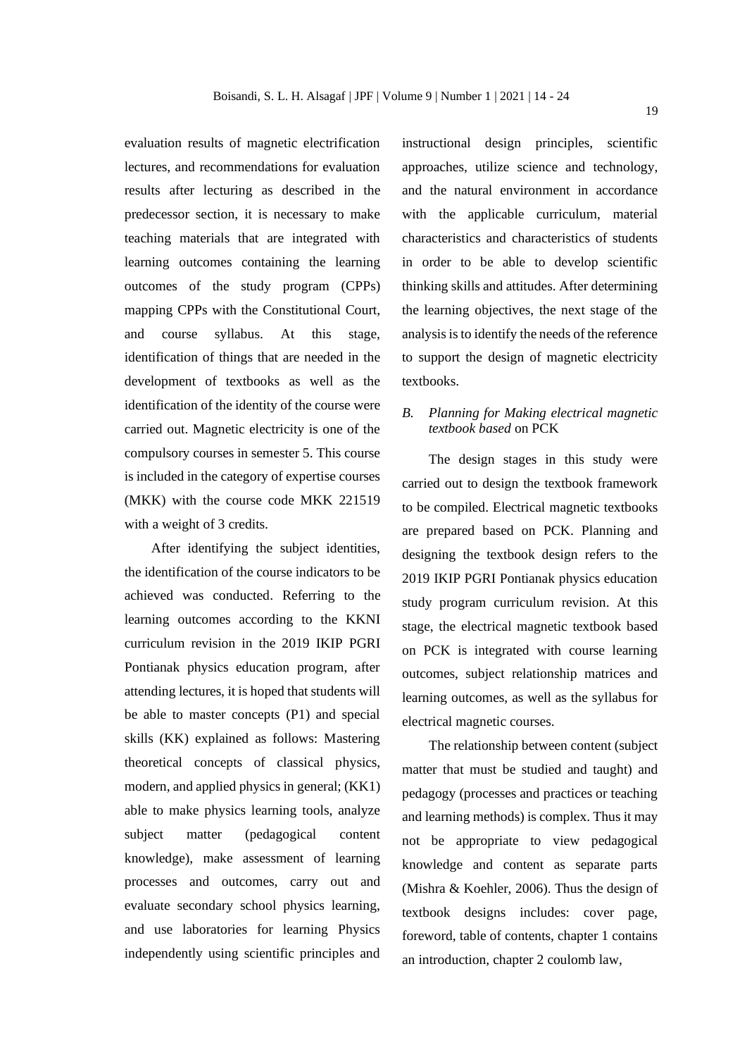evaluation results of magnetic electrification lectures, and recommendations for evaluation results after lecturing as described in the predecessor section, it is necessary to make teaching materials that are integrated with learning outcomes containing the learning outcomes of the study program (CPPs) mapping CPPs with the Constitutional Court, and course syllabus. At this stage, identification of things that are needed in the development of textbooks as well as the identification of the identity of the course were carried out. Magnetic electricity is one of the compulsory courses in semester 5. This course is included in the category of expertise courses (MKK) with the course code MKK 221519 with a weight of 3 credits.

After identifying the subject identities, the identification of the course indicators to be achieved was conducted. Referring to the learning outcomes according to the KKNI curriculum revision in the 2019 IKIP PGRI Pontianak physics education program, after attending lectures, it is hoped that students will be able to master concepts (P1) and special skills (KK) explained as follows: Mastering theoretical concepts of classical physics, modern, and applied physics in general; (KK1) able to make physics learning tools, analyze subject matter (pedagogical content knowledge), make assessment of learning processes and outcomes, carry out and evaluate secondary school physics learning, and use laboratories for learning Physics independently using scientific principles and instructional design principles, scientific approaches, utilize science and technology, and the natural environment in accordance with the applicable curriculum, material characteristics and characteristics of students in order to be able to develop scientific thinking skills and attitudes. After determining the learning objectives, the next stage of the analysis is to identify the needs of the reference to support the design of magnetic electricity textbooks.

### B. *Planning for Making electrical magnetic textbook based* on PCK

The design stages in this study were carried out to design the textbook framework to be compiled. Electrical magnetic textbooks are prepared based on PCK. Planning and designing the textbook design refers to the 2019 IKIP PGRI Pontianak physics education study program curriculum revision. At this stage, the electrical magnetic textbook based on PCK is integrated with course learning outcomes, subject relationship matrices and learning outcomes, as well as the syllabus for electrical magnetic courses.

The relationship between content (subject matter that must be studied and taught) and pedagogy (processes and practices or teaching and learning methods) is complex. Thus it may not be appropriate to view pedagogical knowledge and content as separate parts (Mishra & Koehler, 2006). Thus the design of textbook designs includes: cover page, foreword, table of contents, chapter 1 contains an introduction, chapter 2 coulomb law,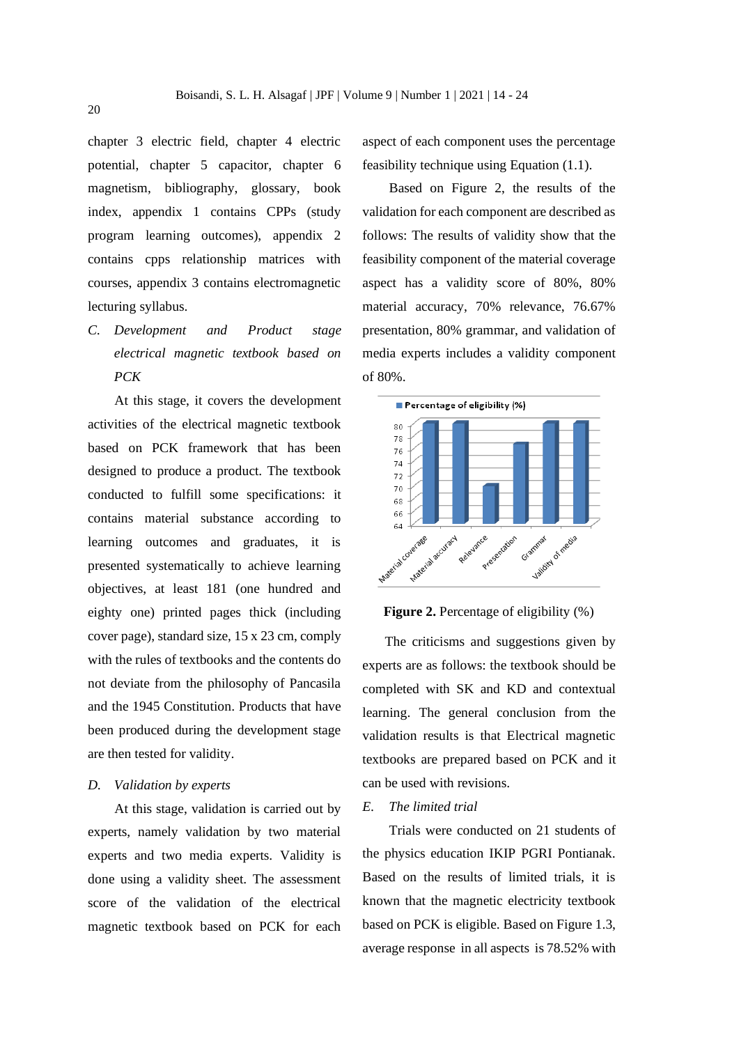chapter 3 electric field, chapter 4 electric potential, chapter 5 capacitor, chapter 6 magnetism, bibliography, glossary, book index, appendix 1 contains CPPs (study program learning outcomes), appendix 2 contains cpps relationship matrices with courses, appendix 3 contains electromagnetic lecturing syllabus.

### C. *Development and Product stage electrical magnetic textbook based on PCK*

At this stage, it covers the development activities of the electrical magnetic textbook based on PCK framework that has been designed to produce a product. The textbook conducted to fulfill some specifications: it contains material substance according to learning outcomes and graduates, it is presented systematically to achieve learning objectives, at least 181 (one hundred and eighty one) printed pages thick (including cover page), standard size, 15 x 23 cm, comply with the rules of textbooks and the contents do not deviate from the philosophy of Pancasila and the 1945 Constitution. Products that have been produced during the development stage are then tested for validity.

### D. *Validation by experts*

At this stage, validation is carried out by experts, namely validation by two material experts and two media experts. Validity is done using a validity sheet. The assessment score of the validation of the electrical magnetic textbook based on PCK for each aspect of each component uses the percentage feasibility technique using Equation (1.1).

Based on Figure 2, the results of the validation for each component are described as follows: The results of validity show that the feasibility component of the material coverage aspect has a validity score of 80%, 80% material accuracy, 70% relevance, 76.67% presentation, 80% grammar, and validation of media experts includes a validity component of 80%.

**Figure 2.** Percentage of eligibility (%)

The criticisms and suggestions given by experts are as follows: the textbook should be completed with SK and KD and contextual learning. The general conclusion from the validation results is that Electrical magnetic textbooks are prepared based on PCK and it can be used with revisions.

### E. *The limited trial*

Trials were conducted on 21 students of the physics education IKIP PGRI Pontianak. Based on the results of limited trials, it is known that the magnetic electricity textbook based on PCK is eligible. Based on Figure 1.3, average response in all aspects is 78.52% with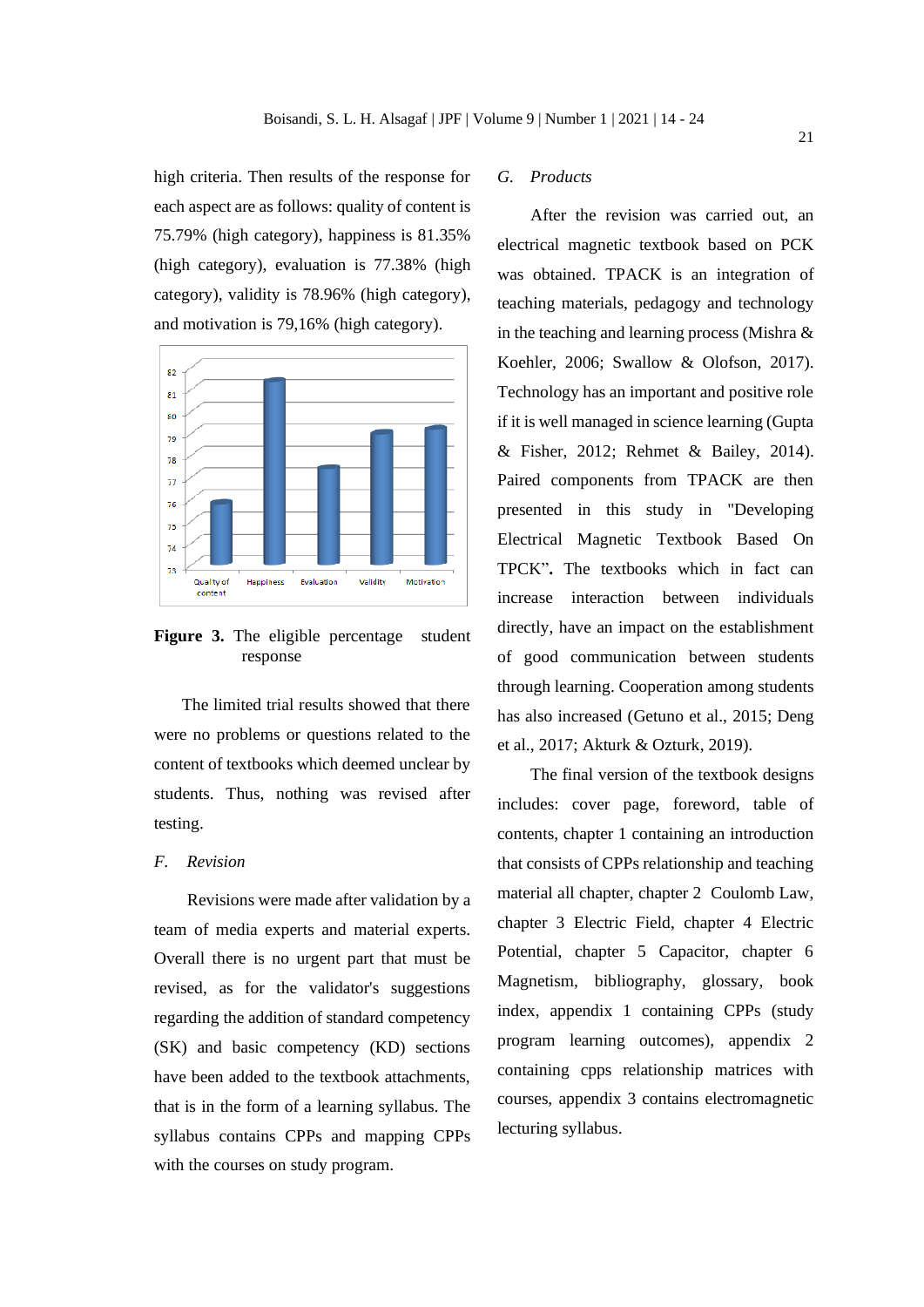high criteria. Then results of the response for each aspect are as follows: quality of content is 75.79% (high category), happiness is 81.35% (high category), evaluation is 77.38% (high category), validity is 78.96% (high category), and motivation is 79,16% (high category).

**Figure 3.** The eligible percentage student response

The limited trial results showed that there were no problems or questions related to the content of textbooks which deemed unclear by students. Thus, nothing was revised after testing.

### *F. Revision*

Revisions were made after validation by a team of media experts and material experts. Overall there is no urgent part that must be revised, as for the validator's suggestions regarding the addition of standard competency (SK) and basic competency (KD) sections have been added to the textbook attachments, that is in the form of a learning syllabus. The syllabus contains CPPs and mapping CPPs with the courses on study program.

### *G. Products*

After the revision was carried out, an electrical magnetic textbook based on PCK was obtained. TPACK is an integration of teaching materials, pedagogy and technology in the teaching and learning process (Mishra & Koehler, 2006; Swallow & Olofson, 2017). Technology has an important and positive role if it is well managed in science learning (Gupta & Fisher, 2012; Rehmet & Bailey, 2014). Paired components from TPACK are then presented in this study in "Developing Electrical Magnetic Textbook Based On TPCK"**.** The textbooks which in fact can increase interaction between individuals directly, have an impact on the establishment of good communication between students through learning. Cooperation among students has also increased (Getuno et al., 2015; Deng et al., 2017; Akturk & Ozturk, 2019).

The final version of the textbook designs includes: cover page, foreword, table of contents, chapter 1 containing an introduction that consists of CPPs relationship and teaching material all chapter, chapter 2 Coulomb Law, chapter 3 Electric Field, chapter 4 Electric Potential, chapter 5 Capacitor, chapter 6 Magnetism, bibliography, glossary, book index, appendix 1 containing CPPs (study program learning outcomes), appendix 2 containing cpps relationship matrices with courses, appendix 3 contains electromagnetic lecturing syllabus.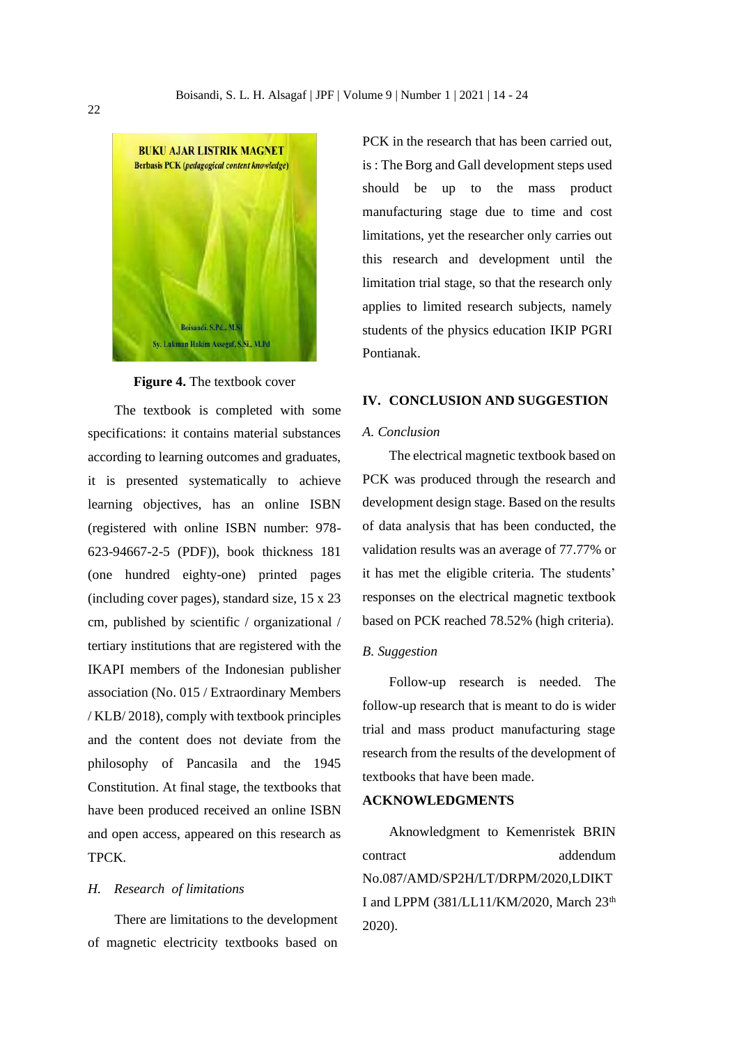**Figure 4.** The textbook cover

The textbook is completed with some specifications: it contains material substances according to learning outcomes and graduates, it is presented systematically to achieve learning objectives, has an online ISBN (registered with online ISBN number: 978-623-94667-2-5 (PDF)), book thickness 181 (one hundred eighty-one) printed pages (including cover pages), standard size, 15 x 23 cm, published by scientific / organizational / tertiary institutions that are registered with the IKAPI members of the Indonesian publisher association (No. 015 / Extraordinary Members / KLB/ 2018), comply with textbook principles and the content does not deviate from the philosophy of Pancasila and the 1945 Constitution. At final stage, the textbooks that have been produced received an online ISBN and open access, appeared on this research as TPCK.

### *H. Research of limitations*

There are limitations to the development of magnetic electricity textbooks based on PCK in the research that has been carried out, is : The Borg and Gall development steps used should be up to the mass product manufacturing stage due to time and cost limitations, yet the researcher only carries out this research and development until the limitation trial stage, so that the research only applies to limited research subjects, namely students of the physics education IKIP PGRI Pontianak.

## IV. CONCLUSION AND SUGGESTION

### *A. Conclusion*

The electrical magnetic textbook based on PCK was produced through the research and development design stage. Based on the results of data analysis that has been conducted, the validation results was an average of 77.77% or it has met the eligible criteria. The students' responses on the electrical magnetic textbook based on PCK reached 78.52% (high criteria).

### *B. Suggestion*

Follow-up research is needed. The follow-up research that is meant to do is wider trial and mass product manufacturing stage research from the results of the development of textbooks that have been made.

## ACKNOWLEDGMENTS

Aknowledgment to Kemenristek BRIN contract addendum No.087/AMD/SP2H/LT/DRPM/2020,LDIKTI and LPPM (381/LL11/KM/2020, March 23[th] 2020).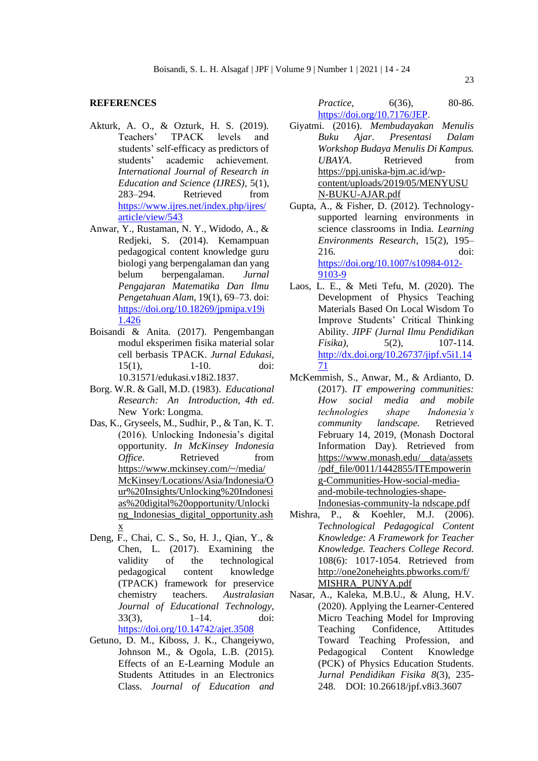## REFERENCES

Akturk, A. O., & Ozturk, H. S. (2019). Teachers' TPACK levels and students' self-efficacy as predictors of students' academic achievement. *International Journal of Research in Education and Science (IJRES)*, 5(1), 283–294. Retrieved from https://www.ijres.net/index.php/ijres/article/view/543

Anwar, Y., Rustaman, N. Y., Widodo, A., & Redjeki, S. (2014). Kemampuan pedagogical content knowledge guru biologi yang berpengalaman dan yang belum berpengalaman. *Jurnal Pengajaran Matematika Dan Ilmu Pengetahuan Alam*, 19(1), 69–73. doi: https://doi.org/10.18269/jpmipa.v19i1.426

Boisandi & Anita. (2017). Pengembangan modul eksperimen fisika material solar cell berbasis TPACK. *Jurnal Edukasi*, 15(1), 1-10. doi: 10.31571/edukasi.v18i2.1837.

Borg. W.R. & Gall, M.D. (1983). *Educational Research: An Introduction, 4th ed.* New York: Longma.

Das, K., Gryseels, M., Sudhir, P., & Tan, K. T. (2016). Unlocking Indonesia's digital opportunity. *In McKinsey Indonesia Office*. Retrieved from https://www.mckinsey.com/~/media/McKinsey/Locations/Asia/Indonesia/Our%20Insights/Unlocking%20Indonesias%20digital%20opportunity/Unlocking_Indonesias_digital_opportunity.ashx

Deng, F., Chai, C. S., So, H. J., Qian, Y., & Chen, L. (2017). Examining the validity of the technological pedagogical content knowledge (TPACK) framework for preservice chemistry teachers. *Australasian Journal of Educational Technology*, 33(3), 1–14. doi: https://doi.org/10.14742/ajet.3508

Getuno, D. M., Kiboss, J. K., Changeiywo, Johnson M., & Ogola, L.B. (2015). Effects of an E-Learning Module an Students Attitudes in an Electronics Class. *Journal of Education and Practice*, 6(36), 80-86. https://doi.org/10.7176/JEP.

Giyatmi. (2016). *Membudayakan Menulis Buku Ajar*. *Presentasi Dalam Workshop Budaya Menulis Di Kampus. UBAYA*. Retrieved from https://ppj.uniska-bjm.ac.id/wp-content/uploads/2019/05/MENYUSUN-BUKU-AJAR.pdf

Gupta, A., & Fisher, D. (2012). Technology-supported learning environments in science classrooms in India. *Learning Environments Research*, 15(2), 195–216. doi: https://doi.org/10.1007/s10984-012-9103-9

Laos, L. E., & Meti Tefu, M. (2020). The Development of Physics Teaching Materials Based On Local Wisdom To Improve Students' Critical Thinking Ability. *JIPF (Jurnal Ilmu Pendidikan Fisika)*, 5(2), 107-114. http://dx.doi.org/10.26737/jipf.v5i1.1471

McKemmish, S., Anwar, M., & Ardianto, D. (2017). *IT empowering communities: How social media and mobile technologies shape Indonesia's community landscape.* Retrieved February 14, 2019, (Monash Doctoral Information Day). Retrieved from https://www.monash.edu/__data/assets/pdf_file/0011/1442855/ITEmpowering-Communities-How-social-media-and-mobile-technologies-shape-Indonesias-community-la ndscape.pdf

Mishra, P., & Koehler, M.J. (2006). *Technological Pedagogical Content Knowledge: A Framework for Teacher Knowledge. Teachers College Record.* 108(6): 1017-1054. Retrieved from http://one2oneheights.pbworks.com/f/MISHRA_PUNYA.pdf

Nasar, A., Kaleka, M.B.U., & Alung, H.V. (2020). Applying the Learner-Centered Micro Teaching Model for Improving Teaching Confidence, Attitudes Toward Teaching Profession, and Pedagogical Content Knowledge (PCK) of Physics Education Students. *Jurnal Pendidikan Fisika 8*(3), 235-248. DOI: 10.26618/jpf.v8i3.3607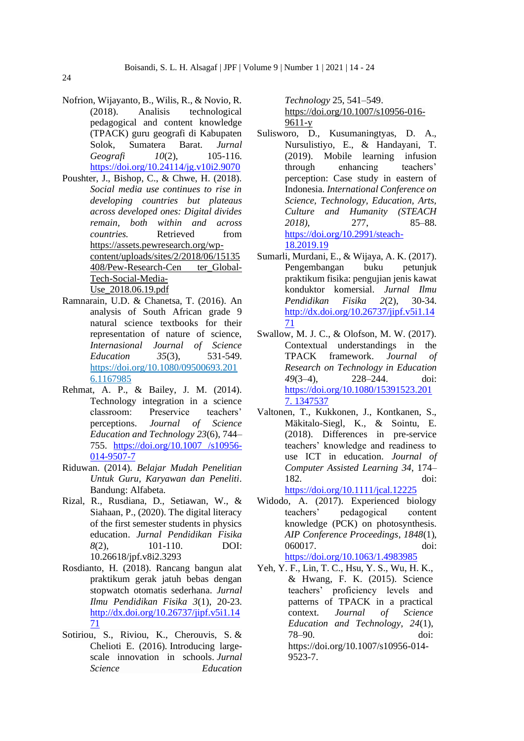Nofrion, Wijayanto, B., Wilis, R., & Novio, R. (2018). Analisis technological pedagogical and content knowledge (TPACK) guru geografi di Kabupaten Solok, Sumatera Barat. *Jurnal Geografi 10*(2), 105-116. https://doi.org/10.24114/jg.v10i2.9070

Poushter, J., Bishop, C., & Chwe, H. (2018). *Social media use continues to rise in developing countries but plateaus across developed ones: Digital divides remain, both within and across countries.* Retrieved from https://assets.pewresearch.org/wp-content/uploads/sites/2/2018/06/15135408/Pew-Research-Cen ter_Global-Tech-Social-Media-Use_2018.06.19.pdf

Ramnarain, U.D. & Chanetsa, T. (2016). An analysis of South African grade 9 natural science textbooks for their representation of nature of science, *Internasional Journal of Science Education 35*(3), 531-549. https://doi.org/10.1080/09500693.2016.1167985

Rehmat, A. P., & Bailey, J. M. (2014). Technology integration in a science classroom: Preservice teachers' perceptions. *Journal of Science Education and Technology 23*(6), 744–755. https://doi.org/10.1007 /s10956-014-9507-7

Riduwan. (2014). *Belajar Mudah Penelitian Untuk Guru, Karyawan dan Peneliti*. Bandung: Alfabeta.

Rizal, R., Rusdiana, D., Setiawan, W., & Siahaan, P., (2020). The digital literacy of the first semester students in physics education. *Jurnal Pendidikan Fisika 8*(2), 101-110. DOI: 10.26618/jpf.v8i2.3293

Rosdianto, H. (2018). Rancang bangun alat praktikum gerak jatuh bebas dengan stopwatch otomatis sederhana. *Jurnal Ilmu Pendidikan Fisika 3*(1), 20-23. http://dx.doi.org/10.26737/jipf.v5i1.1471

Sotiriou, S., Riviou, K., Cherouvis, S. & Chelioti E. (2016). Introducing large-scale innovation in schools. *Jurnal Science Education Technology* 25, 541–549. https://doi.org/10.1007/s10956-016-9611-y

Sulisworo, D., Kusumaningtyas, D. A., Nursulistiyo, E., & Handayani, T. (2019). Mobile learning infusion through enhancing teachers' perception: Case study in eastern of Indonesia. *International Conference on Science, Technology, Education, Arts, Culture and Humanity (STEACH 2018)*, 277, 85–88. https://doi.org/10.2991/steach-18.2019.19

Sumarli, Murdani, E., & Wijaya, A. K. (2017). Pengembangan buku petunjuk praktikum fisika: pengujian jenis kawat konduktor komersial. *Jurnal Ilmu Pendidikan Fisika 2*(2), 30-34. http://dx.doi.org/10.26737/jipf.v5i1.1471

Swallow, M. J. C., & Olofson, M. W. (2017). Contextual understandings in the TPACK framework. *Journal of Research on Technology in Education 49*(3–4), 228–244. doi: https://doi.org/10.1080/15391523.2017. 1347537

Valtonen, T., Kukkonen, J., Kontkanen, S., Mäkitalo-Siegl, K., & Sointu, E. (2018). Differences in pre-service teachers' knowledge and readiness to use ICT in education. *Journal of Computer Assisted Learning 34*, 174–182. doi: https://doi.org/10.1111/jcal.12225

Widodo, A. (2017). Experienced biology teachers' pedagogical content knowledge (PCK) on photosynthesis. *AIP Conference Proceedings*, *1848*(1), 060017. doi: https://doi.org/10.1063/1.4983985

Yeh, Y. F., Lin, T. C., Hsu, Y. S., Wu, H. K., & Hwang, F. K. (2015). Science teachers' proficiency levels and patterns of TPACK in a practical context. *Journal of Science Education and Technology*, *24*(1), 78–90. doi: https://doi.org/10.1007/s10956-014-9523-7.